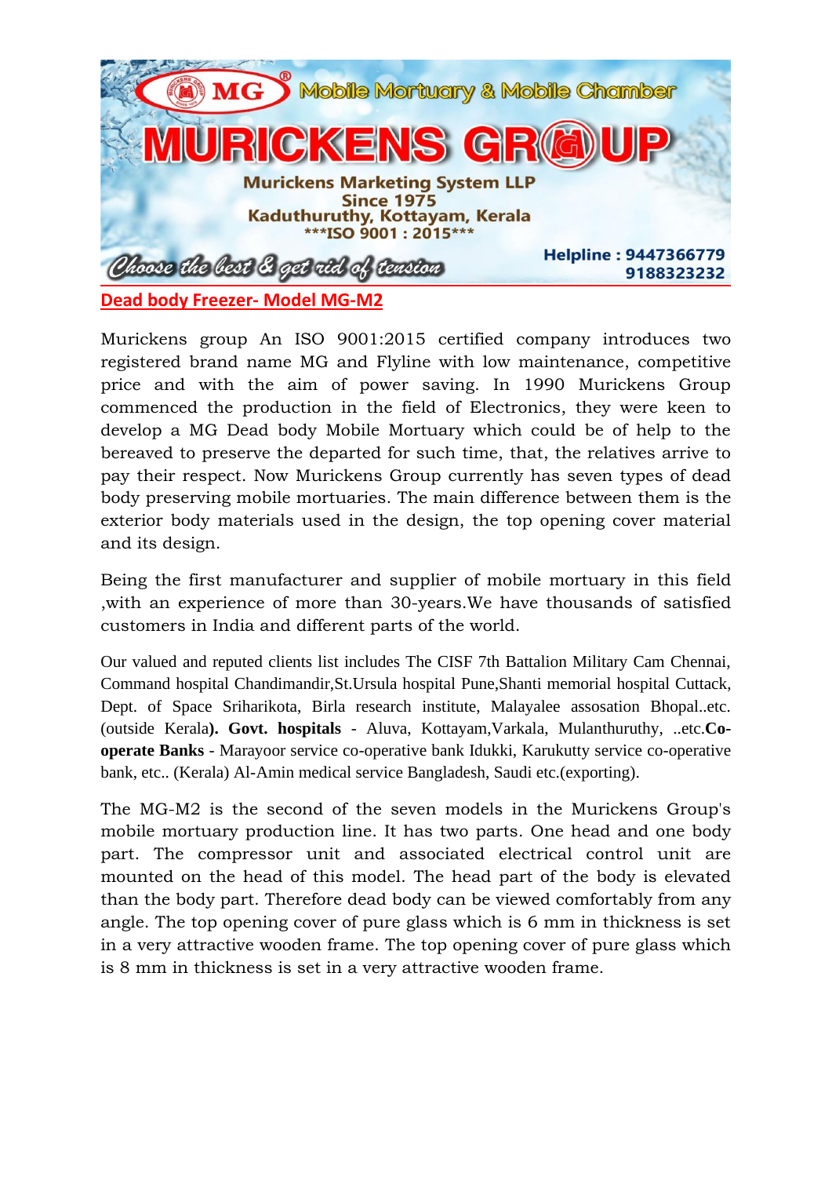MG® Mobile Mortuary & Mobile Chamber

# MURICKENS GROUP

**Murickens Marketing System LLP**
**Since 1975**
**Kaduthuruthy, Kottayam, Kerala**
**\*\*\*ISO 9001 : 2015\*\*\***

*Choose the best & get rid of tension*

**Helpline : 9447366779**
**9188323232**

## Dead body Freezer- Model MG-M2

Murickens group An ISO 9001:2015 certified company introduces two registered brand name MG and Flyline with low maintenance, competitive price and with the aim of power saving. In 1990 Murickens Group commenced the production in the field of Electronics, they were keen to develop a MG Dead body Mobile Mortuary which could be of help to the bereaved to preserve the departed for such time, that, the relatives arrive to pay their respect. Now Murickens Group currently has seven types of dead body preserving mobile mortuaries. The main difference between them is the exterior body materials used in the design, the top opening cover material and its design.

Being the first manufacturer and supplier of mobile mortuary in this field ,with an experience of more than 30-years.We have thousands of satisfied customers in India and different parts of the world.

Our valued and reputed clients list includes The CISF 7th Battalion Military Cam Chennai, Command hospital Chandimandir,St.Ursula hospital Pune,Shanti memorial hospital Cuttack, Dept. of Space Sriharikota, Birla research institute, Malayalee assosation Bhopal..etc. (outside Kerala**). Govt. hospitals** - Aluva, Kottayam,Varkala, Mulanthuruthy, ..etc.**Co-operate Banks** - Marayoor service co-operative bank Idukki, Karukutty service co-operative bank, etc.. (Kerala) Al-Amin medical service Bangladesh, Saudi etc.(exporting).

The MG-M2 is the second of the seven models in the Murickens Group's mobile mortuary production line. It has two parts. One head and one body part. The compressor unit and associated electrical control unit are mounted on the head of this model. The head part of the body is elevated than the body part. Therefore dead body can be viewed comfortably from any angle. The top opening cover of pure glass which is 6 mm in thickness is set in a very attractive wooden frame. The top opening cover of pure glass which is 8 mm in thickness is set in a very attractive wooden frame.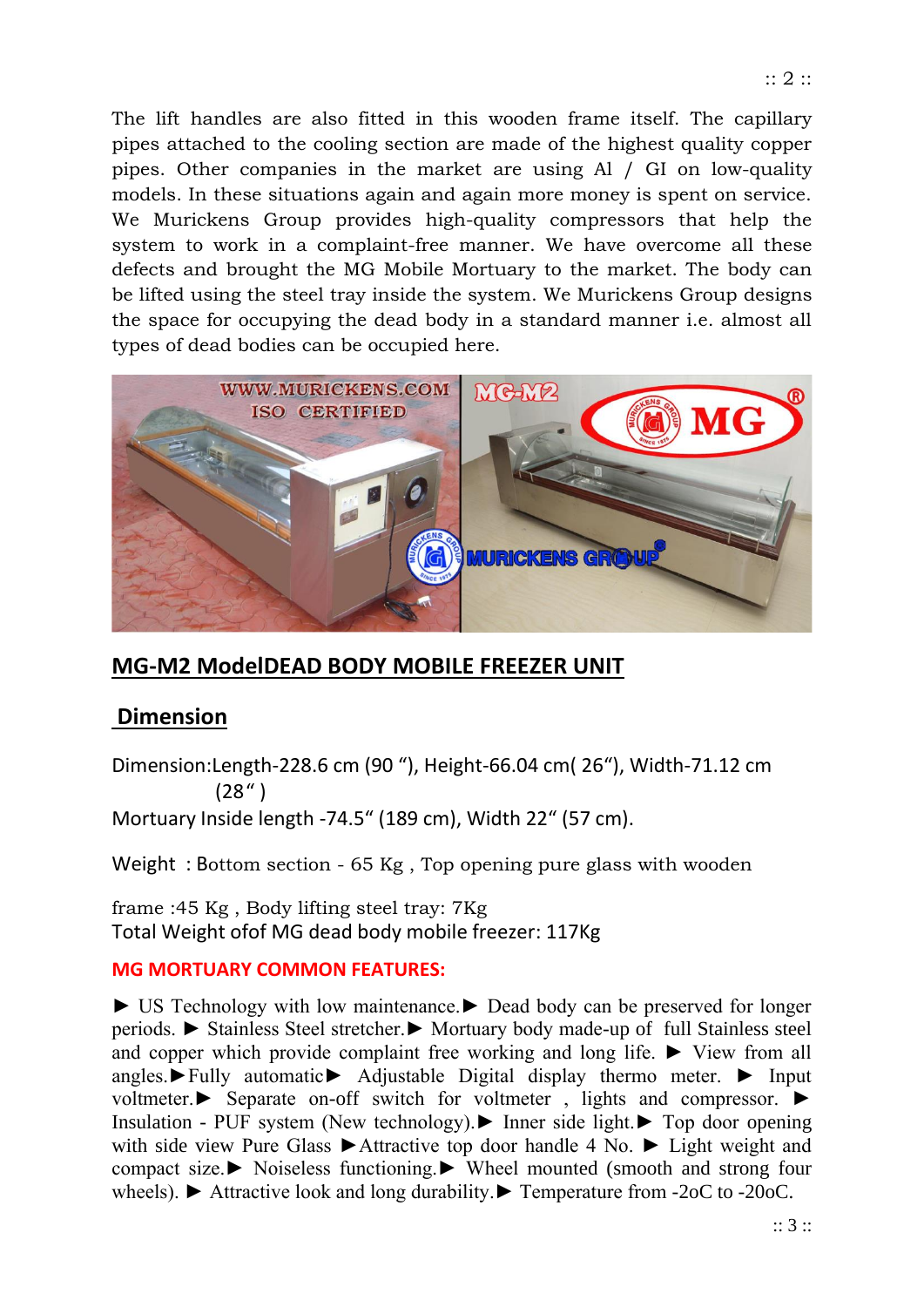The lift handles are also fitted in this wooden frame itself. The capillary pipes attached to the cooling section are made of the highest quality copper pipes. Other companies in the market are using Al / GI on low-quality models. In these situations again and again more money is spent on service. We Murickens Group provides high-quality compressors that help the system to work in a complaint-free manner. We have overcome all these defects and brought the MG Mobile Mortuary to the market. The body can be lifted using the steel tray inside the system. We Murickens Group designs the space for occupying the dead body in a standard manner i.e. almost all types of dead bodies can be occupied here.

## MG-M2 ModelDEAD BODY MOBILE FREEZER UNIT

## Dimension

Dimension:Length-228.6 cm (90 "), Height-66.04 cm( 26"), Width-71.12 cm (28" )

Mortuary Inside length -74.5" (189 cm), Width 22" (57 cm).

Weight : Bottom section - 65 Kg , Top opening pure glass with wooden

frame :45 Kg , Body lifting steel tray: 7Kg

Total Weight ofof MG dead body mobile freezer: 117Kg

**MG MORTUARY COMMON FEATURES:**

► US Technology with low maintenance.► Dead body can be preserved for longer periods. ► Stainless Steel stretcher.► Mortuary body made-up of full Stainless steel and copper which provide complaint free working and long life. ► View from all angles.►Fully automatic► Adjustable Digital display thermo meter. ► Input voltmeter.► Separate on-off switch for voltmeter , lights and compressor. ► Insulation - PUF system (New technology).► Inner side light.► Top door opening with side view Pure Glass ►Attractive top door handle 4 No. ► Light weight and compact size.► Noiseless functioning.► Wheel mounted (smooth and strong four wheels). ► Attractive look and long durability.► Temperature from -2oC to -20oC.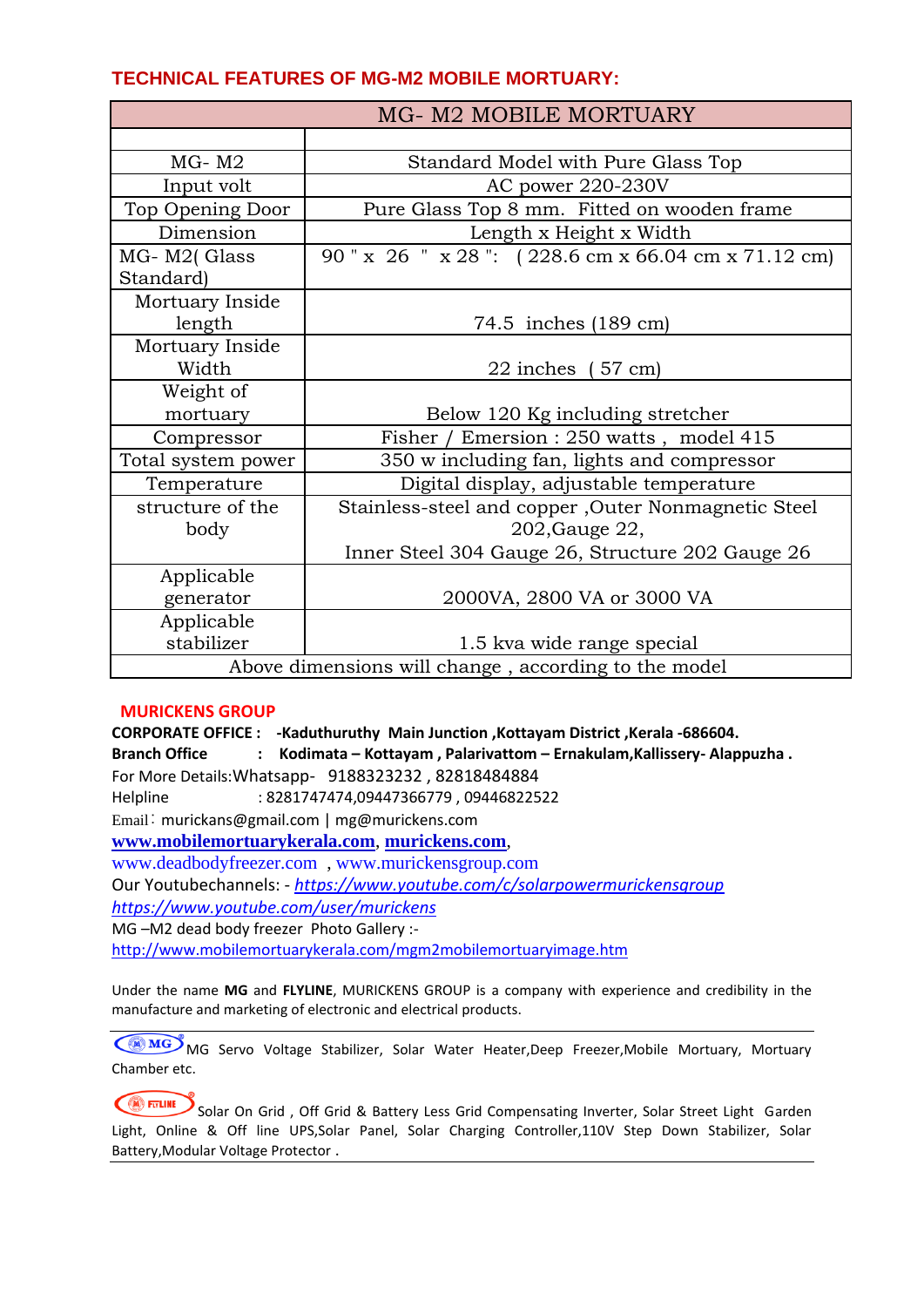## TECHNICAL FEATURES OF MG-M2 MOBILE MORTUARY:

| MG- M2 MOBILE MORTUARY | |
|---|---|
| | |
| MG- M2 | Standard Model with Pure Glass Top |
| Input volt | AC power 220-230V |
| Top Opening Door | Pure Glass Top 8 mm. Fitted on wooden frame |
| Dimension | Length x Height x Width |
| MG- M2( Glass Standard) | 90 " x 26 " x 28 ": ( 228.6 cm x 66.04 cm x 71.12 cm) |
| Mortuary Inside length | 74.5 inches (189 cm) |
| Mortuary Inside Width | 22 inches ( 57 cm) |
| Weight of mortuary | Below 120 Kg including stretcher |
| Compressor | Fisher / Emersion : 250 watts , model 415 |
| Total system power | 350 w including fan, lights and compressor |
| Temperature | Digital display, adjustable temperature |
| structure of the body | Stainless-steel and copper ,Outer Nonmagnetic Steel 202,Gauge 22,<br>Inner Steel 304 Gauge 26, Structure 202 Gauge 26 |
| Applicable generator | 2000VA, 2800 VA or 3000 VA |
| Applicable stabilizer | 1.5 kva wide range special |
| Above dimensions will change , according to the model | |

**MURICKENS GROUP**

**CORPORATE OFFICE : -Kaduthuruthy Main Junction ,Kottayam District ,Kerala -686604.**
**Branch Office : Kodimata – Kottayam , Palarivattom – Ernakulam,Kallissery- Alappuzha .**
For More Details:Whatsapp- 9188323232 , 82818484884
Helpline : 8281747474,09447366779 , 09446822522
Email: murickans@gmail.com | mg@murickens.com
**www.mobilemortuarykerala.com**, **murickens.com**,
www.deadbodyfreezer.com , www.murickensgroup.com
Our Youtubechannels: - *https://www.youtube.com/c/solarpowermurickensgroup*
*https://www.youtube.com/user/murickens*
MG –M2 dead body freezer Photo Gallery :-
http://www.mobilemortuarykerala.com/mgm2mobilemortuaryimage.htm

Under the name **MG** and **FLYLINE**, MURICKENS GROUP is a company with experience and credibility in the manufacture and marketing of electronic and electrical products.

MG MG Servo Voltage Stabilizer, Solar Water Heater,Deep Freezer,Mobile Mortuary, Mortuary Chamber etc.

FLYLINE Solar On Grid , Off Grid & Battery Less Grid Compensating Inverter, Solar Street Light Garden Light, Online & Off line UPS,Solar Panel, Solar Charging Controller,110V Step Down Stabilizer, Solar Battery,Modular Voltage Protector .